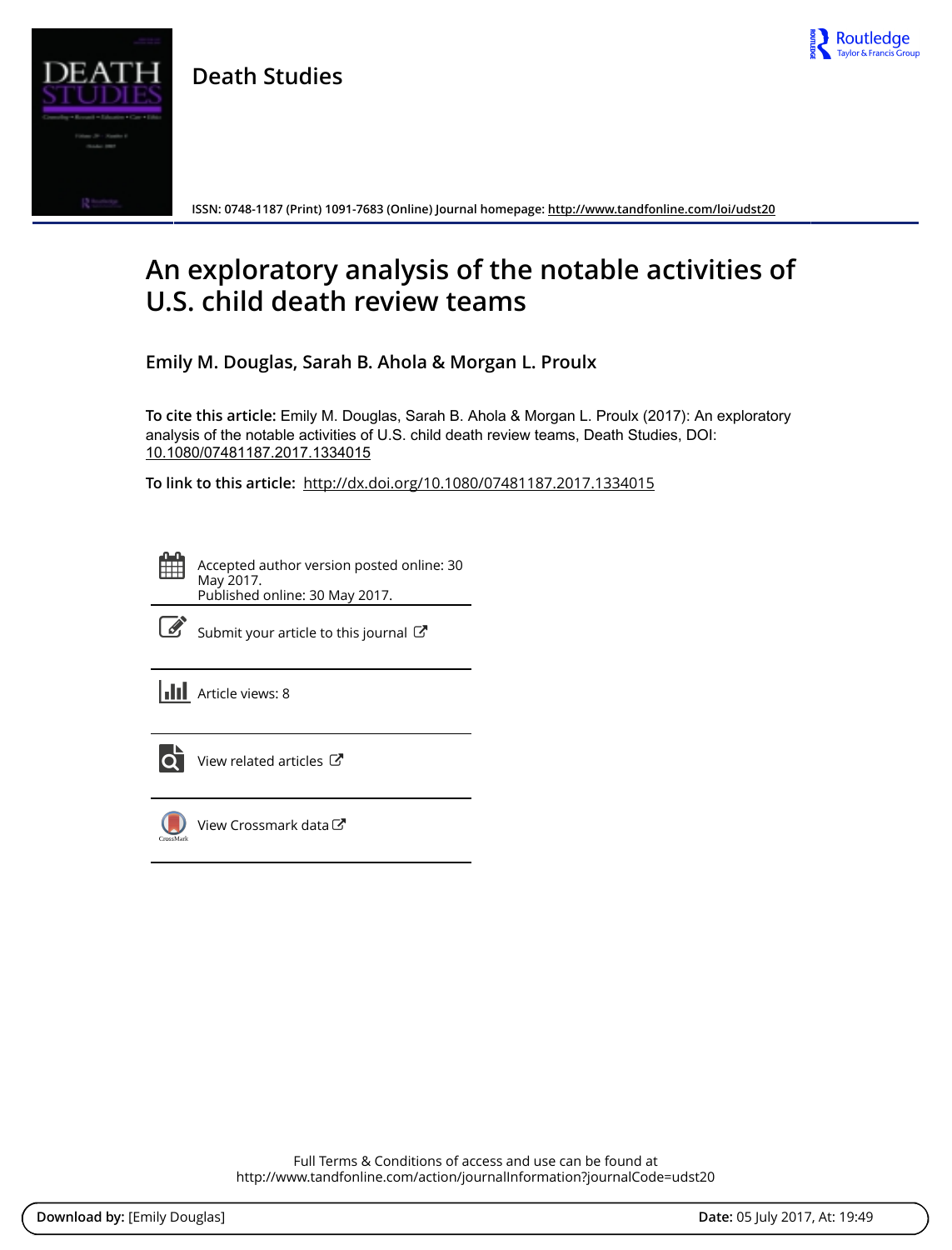# Death Studies

ISSN: 0748-1187 (Print) 1091-7683 (Online) Journal homepage: http://www.tandfonline.com/loi/udst20

# An exploratory analysis of the notable activities of U.S. child death review teams

**Emily M. Douglas, Sarah B. Ahola & Morgan L. Proulx**

**To cite this article:** Emily M. Douglas, Sarah B. Ahola & Morgan L. Proulx (2017): An exploratory analysis of the notable activities of U.S. child death review teams, Death Studies, DOI: 10.1080/07481187.2017.1334015

**To link to this article:** http://dx.doi.org/10.1080/07481187.2017.1334015

Accepted author version posted online: 30 May 2017.
Published online: 30 May 2017.

Submit your article to this journal

Article views: 8

View related articles

View Crossmark data

Full Terms & Conditions of access and use can be found at
http://www.tandfonline.com/action/journalInformation?journalCode=udst20

**Download by:** [Emily Douglas] **Date:** 05 July 2017, At: 19:49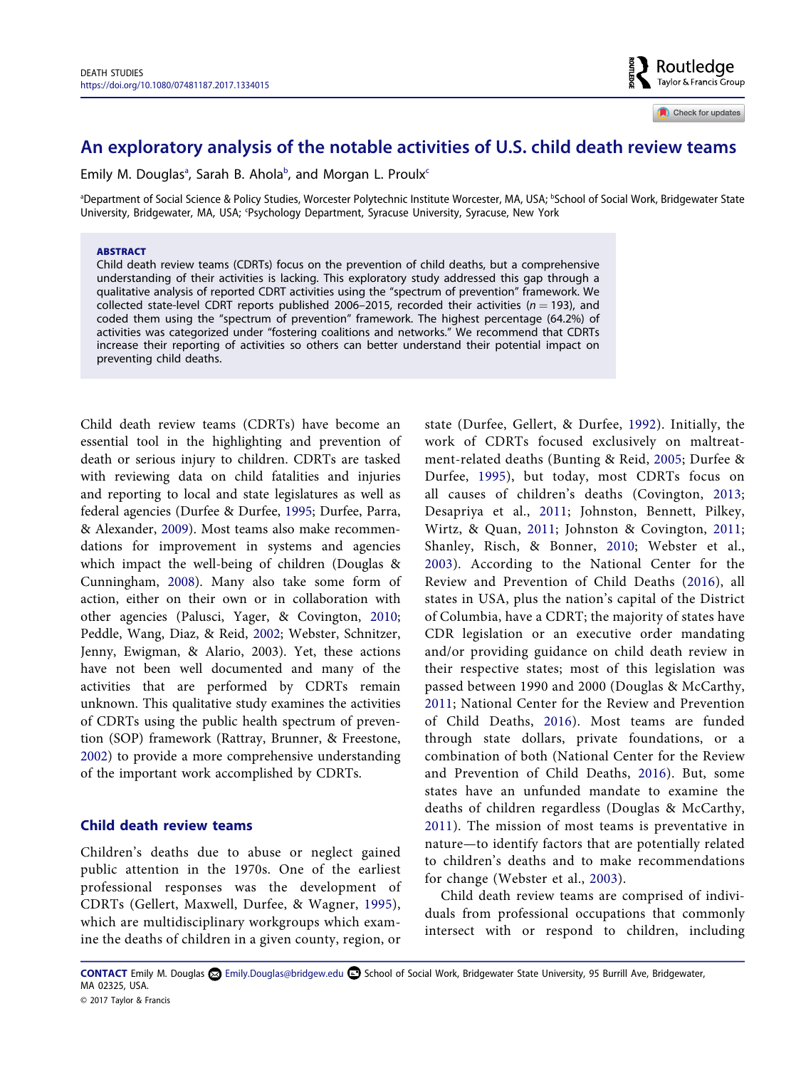# An exploratory analysis of the notable activities of U.S. child death review teams

Emily M. Douglas[a], Sarah B. Ahola[b], and Morgan L. Proulx[c]

[a]Department of Social Science & Policy Studies, Worcester Polytechnic Institute Worcester, MA, USA; [b]School of Social Work, Bridgewater State University, Bridgewater, MA, USA; [c]Psychology Department, Syracuse University, Syracuse, New York

**ABSTRACT**

Child death review teams (CDRTs) focus on the prevention of child deaths, but a comprehensive understanding of their activities is lacking. This exploratory study addressed this gap through a qualitative analysis of reported CDRT activities using the "spectrum of prevention" framework. We collected state-level CDRT reports published 2006–2015, recorded their activities ($n = 193$), and coded them using the "spectrum of prevention" framework. The highest percentage (64.2%) of activities was categorized under "fostering coalitions and networks." We recommend that CDRTs increase their reporting of activities so others can better understand their potential impact on preventing child deaths.

Child death review teams (CDRTs) have become an essential tool in the highlighting and prevention of death or serious injury to children. CDRTs are tasked with reviewing data on child fatalities and injuries and reporting to local and state legislatures as well as federal agencies (Durfee & Durfee, 1995; Durfee, Parra, & Alexander, 2009). Most teams also make recommendations for improvement in systems and agencies which impact the well-being of children (Douglas & Cunningham, 2008). Many also take some form of action, either on their own or in collaboration with other agencies (Palusci, Yager, & Covington, 2010; Peddle, Wang, Diaz, & Reid, 2002; Webster, Schnitzer, Jenny, Ewigman, & Alario, 2003). Yet, these actions have not been well documented and many of the activities that are performed by CDRTs remain unknown. This qualitative study examines the activities of CDRTs using the public health spectrum of prevention (SOP) framework (Rattray, Brunner, & Freestone, 2002) to provide a more comprehensive understanding of the important work accomplished by CDRTs.

## Child death review teams

Children's deaths due to abuse or neglect gained public attention in the 1970s. One of the earliest professional responses was the development of CDRTs (Gellert, Maxwell, Durfee, & Wagner, 1995), which are multidisciplinary workgroups which examine the deaths of children in a given county, region, or state (Durfee, Gellert, & Durfee, 1992). Initially, the work of CDRTs focused exclusively on maltreatment-related deaths (Bunting & Reid, 2005; Durfee & Durfee, 1995), but today, most CDRTs focus on all causes of children's deaths (Covington, 2013; Desapriya et al., 2011; Johnston, Bennett, Pilkey, Wirtz, & Quan, 2011; Johnston & Covington, 2011; Shanley, Risch, & Bonner, 2010; Webster et al., 2003). According to the National Center for the Review and Prevention of Child Deaths (2016), all states in USA, plus the nation's capital of the District of Columbia, have a CDRT; the majority of states have CDR legislation or an executive order mandating and/or providing guidance on child death review in their respective states; most of this legislation was passed between 1990 and 2000 (Douglas & McCarthy, 2011; National Center for the Review and Prevention of Child Deaths, 2016). Most teams are funded through state dollars, private foundations, or a combination of both (National Center for the Review and Prevention of Child Deaths, 2016). But, some states have an unfunded mandate to examine the deaths of children regardless (Douglas & McCarthy, 2011). The mission of most teams is preventative in nature—to identify factors that are potentially related to children's deaths and to make recommendations for change (Webster et al., 2003).

Child death review teams are comprised of individuals from professional occupations that commonly intersect with or respond to children, including

**CONTACT** Emily M. Douglas Emily.Douglas@bridgew.edu School of Social Work, Bridgewater State University, 95 Burrill Ave, Bridgewater, MA 02325, USA.

© 2017 Taylor & Francis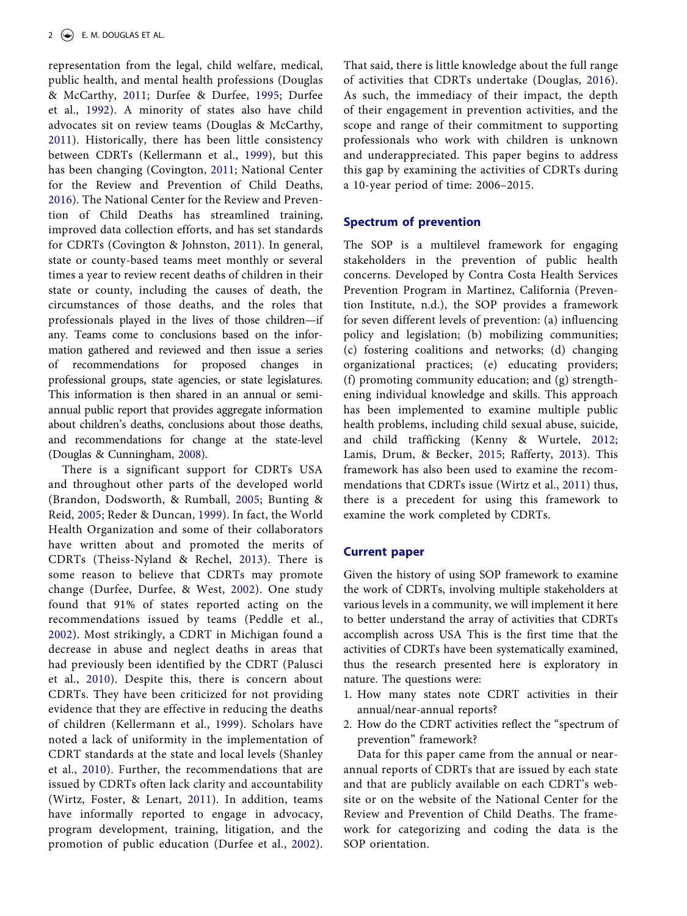representation from the legal, child welfare, medical, public health, and mental health professions (Douglas & McCarthy, 2011; Durfee & Durfee, 1995; Durfee et al., 1992). A minority of states also have child advocates sit on review teams (Douglas & McCarthy, 2011). Historically, there has been little consistency between CDRTs (Kellermann et al., 1999), but this has been changing (Covington, 2011; National Center for the Review and Prevention of Child Deaths, 2016). The National Center for the Review and Prevention of Child Deaths has streamlined training, improved data collection efforts, and has set standards for CDRTs (Covington & Johnston, 2011). In general, state or county-based teams meet monthly or several times a year to review recent deaths of children in their state or county, including the causes of death, the circumstances of those deaths, and the roles that professionals played in the lives of those children—if any. Teams come to conclusions based on the information gathered and reviewed and then issue a series of recommendations for proposed changes in professional groups, state agencies, or state legislatures. This information is then shared in an annual or semi-annual public report that provides aggregate information about children's deaths, conclusions about those deaths, and recommendations for change at the state-level (Douglas & Cunningham, 2008).

There is a significant support for CDRTs USA and throughout other parts of the developed world (Brandon, Dodsworth, & Rumball, 2005; Bunting & Reid, 2005; Reder & Duncan, 1999). In fact, the World Health Organization and some of their collaborators have written about and promoted the merits of CDRTs (Theiss-Nyland & Rechel, 2013). There is some reason to believe that CDRTs may promote change (Durfee, Durfee, & West, 2002). One study found that 91% of states reported acting on the recommendations issued by teams (Peddle et al., 2002). Most strikingly, a CDRT in Michigan found a decrease in abuse and neglect deaths in areas that had previously been identified by the CDRT (Palusci et al., 2010). Despite this, there is concern about CDRTs. They have been criticized for not providing evidence that they are effective in reducing the deaths of children (Kellermann et al., 1999). Scholars have noted a lack of uniformity in the implementation of CDRT standards at the state and local levels (Shanley et al., 2010). Further, the recommendations that are issued by CDRTs often lack clarity and accountability (Wirtz, Foster, & Lenart, 2011). In addition, teams have informally reported to engage in advocacy, program development, training, litigation, and the promotion of public education (Durfee et al., 2002). That said, there is little knowledge about the full range of activities that CDRTs undertake (Douglas, 2016). As such, the immediacy of their impact, the depth of their engagement in prevention activities, and the scope and range of their commitment to supporting professionals who work with children is unknown and underappreciated. This paper begins to address this gap by examining the activities of CDRTs during a 10-year period of time: 2006–2015.

## Spectrum of prevention

The SOP is a multilevel framework for engaging stakeholders in the prevention of public health concerns. Developed by Contra Costa Health Services Prevention Program in Martinez, California (Prevention Institute, n.d.), the SOP provides a framework for seven different levels of prevention: (a) influencing policy and legislation; (b) mobilizing communities; (c) fostering coalitions and networks; (d) changing organizational practices; (e) educating providers; (f) promoting community education; and (g) strengthening individual knowledge and skills. This approach has been implemented to examine multiple public health problems, including child sexual abuse, suicide, and child trafficking (Kenny & Wurtele, 2012; Lamis, Drum, & Becker, 2015; Rafferty, 2013). This framework has also been used to examine the recommendations that CDRTs issue (Wirtz et al., 2011) thus, there is a precedent for using this framework to examine the work completed by CDRTs.

## Current paper

Given the history of using SOP framework to examine the work of CDRTs, involving multiple stakeholders at various levels in a community, we will implement it here to better understand the array of activities that CDRTs accomplish across USA This is the first time that the activities of CDRTs have been systematically examined, thus the research presented here is exploratory in nature. The questions were:

1. How many states note CDRT activities in their annual/near-annual reports?
2. How do the CDRT activities reflect the "spectrum of prevention" framework?

Data for this paper came from the annual or near-annual reports of CDRTs that are issued by each state and that are publicly available on each CDRT's website or on the website of the National Center for the Review and Prevention of Child Deaths. The framework for categorizing and coding the data is the SOP orientation.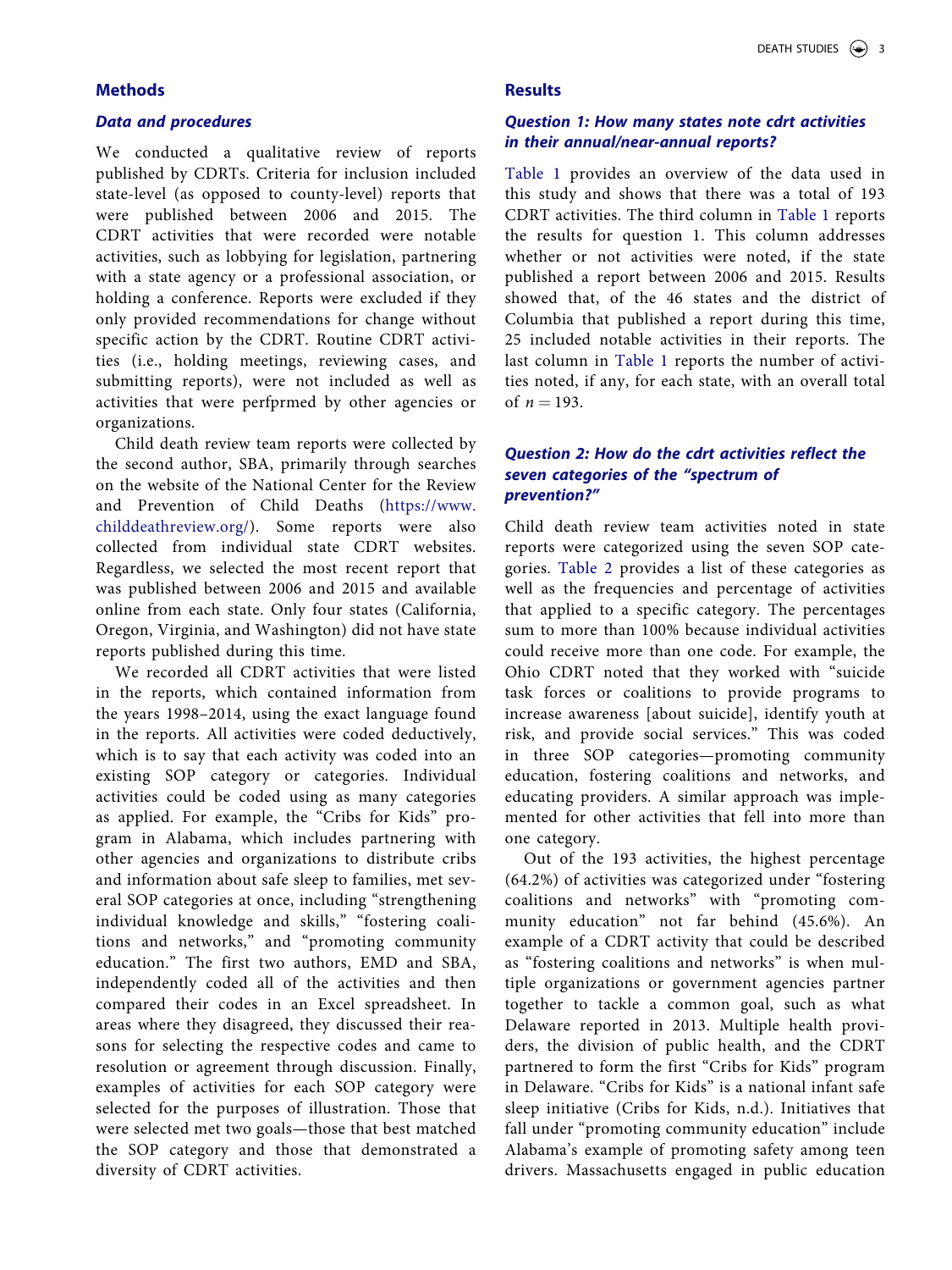## Methods

### Data and procedures

We conducted a qualitative review of reports published by CDRTs. Criteria for inclusion included state-level (as opposed to county-level) reports that were published between 2006 and 2015. The CDRT activities that were recorded were notable activities, such as lobbying for legislation, partnering with a state agency or a professional association, or holding a conference. Reports were excluded if they only provided recommendations for change without specific action by the CDRT. Routine CDRT activities (i.e., holding meetings, reviewing cases, and submitting reports), were not included as well as activities that were perfprmed by other agencies or organizations.

Child death review team reports were collected by the second author, SBA, primarily through searches on the website of the National Center for the Review and Prevention of Child Deaths (https://www.childdeathreview.org/). Some reports were also collected from individual state CDRT websites. Regardless, we selected the most recent report that was published between 2006 and 2015 and available online from each state. Only four states (California, Oregon, Virginia, and Washington) did not have state reports published during this time.

We recorded all CDRT activities that were listed in the reports, which contained information from the years 1998–2014, using the exact language found in the reports. All activities were coded deductively, which is to say that each activity was coded into an existing SOP category or categories. Individual activities could be coded using as many categories as applied. For example, the "Cribs for Kids" program in Alabama, which includes partnering with other agencies and organizations to distribute cribs and information about safe sleep to families, met several SOP categories at once, including "strengthening individual knowledge and skills," "fostering coalitions and networks," and "promoting community education." The first two authors, EMD and SBA, independently coded all of the activities and then compared their codes in an Excel spreadsheet. In areas where they disagreed, they discussed their reasons for selecting the respective codes and came to resolution or agreement through discussion. Finally, examples of activities for each SOP category were selected for the purposes of illustration. Those that were selected met two goals—those that best matched the SOP category and those that demonstrated a diversity of CDRT activities.

## Results

### Question 1: How many states note cdrt activities in their annual/near-annual reports?

Table 1 provides an overview of the data used in this study and shows that there was a total of 193 CDRT activities. The third column in Table 1 reports the results for question 1. This column addresses whether or not activities were noted, if the state published a report between 2006 and 2015. Results showed that, of the 46 states and the district of Columbia that published a report during this time, 25 included notable activities in their reports. The last column in Table 1 reports the number of activities noted, if any, for each state, with an overall total of $n = 193$.

### Question 2: How do the cdrt activities reflect the seven categories of the "spectrum of prevention?"

Child death review team activities noted in state reports were categorized using the seven SOP categories. Table 2 provides a list of these categories as well as the frequencies and percentage of activities that applied to a specific category. The percentages sum to more than 100% because individual activities could receive more than one code. For example, the Ohio CDRT noted that they worked with "suicide task forces or coalitions to provide programs to increase awareness [about suicide], identify youth at risk, and provide social services." This was coded in three SOP categories—promoting community education, fostering coalitions and networks, and educating providers. A similar approach was implemented for other activities that fell into more than one category.

Out of the 193 activities, the highest percentage (64.2%) of activities was categorized under "fostering coalitions and networks" with "promoting community education" not far behind (45.6%). An example of a CDRT activity that could be described as "fostering coalitions and networks" is when multiple organizations or government agencies partner together to tackle a common goal, such as what Delaware reported in 2013. Multiple health providers, the division of public health, and the CDRT partnered to form the first "Cribs for Kids" program in Delaware. "Cribs for Kids" is a national infant safe sleep initiative (Cribs for Kids, n.d.). Initiatives that fall under "promoting community education" include Alabama's example of promoting safety among teen drivers. Massachusetts engaged in public education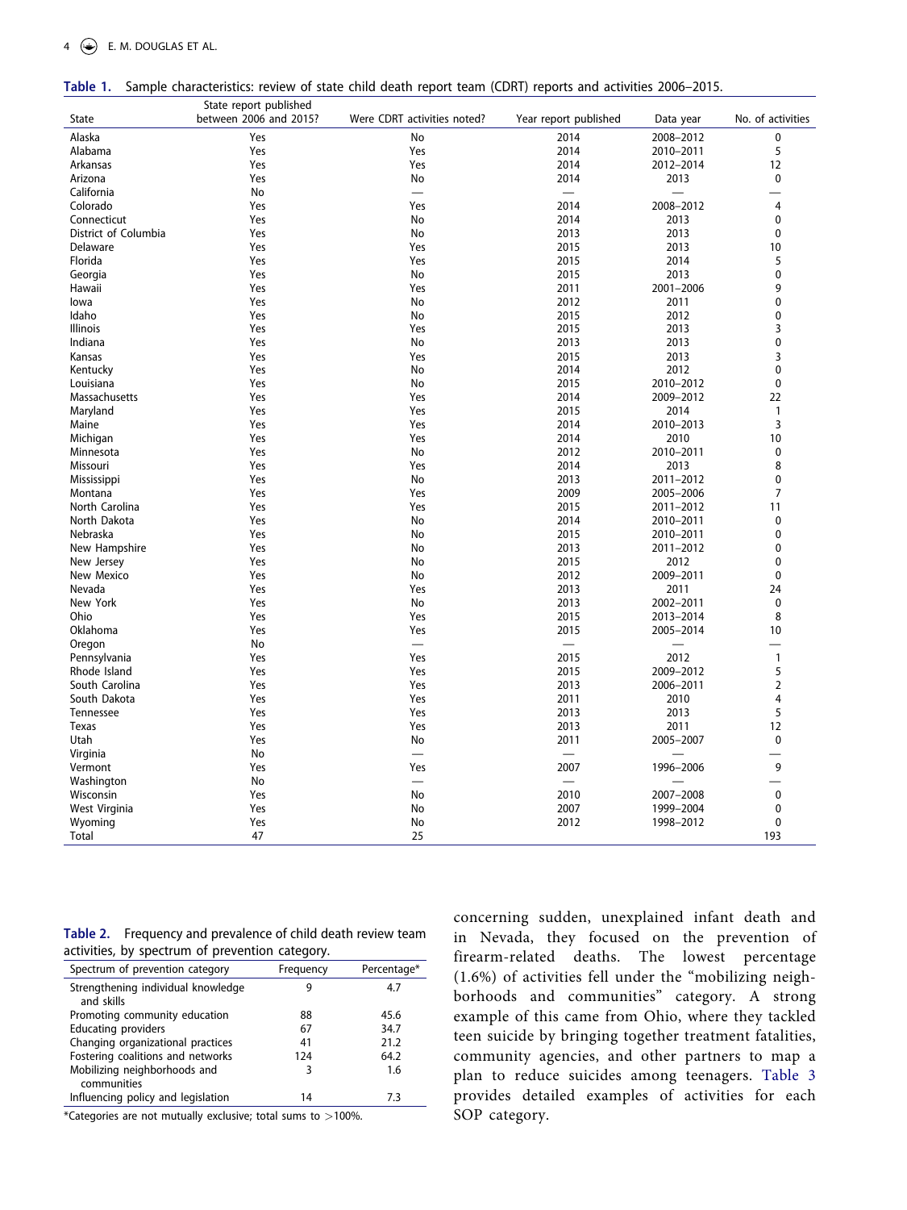**Table 1.** Sample characteristics: review of state child death report team (CDRT) reports and activities 2006–2015.

| State | State report published between 2006 and 2015? | Were CDRT activities noted? | Year report published | Data year | No. of activities |
|---|---|---|---|---|---|
| Alaska | Yes | No | 2014 | 2008–2012 | 0 |
| Alabama | Yes | Yes | 2014 | 2010–2011 | 5 |
| Arkansas | Yes | Yes | 2014 | 2012–2014 | 12 |
| Arizona | Yes | No | 2014 | 2013 | 0 |
| California | No | — | — | — | — |
| Colorado | Yes | Yes | 2014 | 2008–2012 | 4 |
| Connecticut | Yes | No | 2014 | 2013 | 0 |
| District of Columbia | Yes | No | 2013 | 2013 | 0 |
| Delaware | Yes | Yes | 2015 | 2013 | 10 |
| Florida | Yes | Yes | 2015 | 2014 | 5 |
| Georgia | Yes | No | 2015 | 2013 | 0 |
| Hawaii | Yes | Yes | 2011 | 2001–2006 | 9 |
| Iowa | Yes | No | 2012 | 2011 | 0 |
| Idaho | Yes | No | 2015 | 2012 | 0 |
| Illinois | Yes | Yes | 2015 | 2013 | 3 |
| Indiana | Yes | No | 2013 | 2013 | 0 |
| Kansas | Yes | Yes | 2015 | 2013 | 3 |
| Kentucky | Yes | No | 2014 | 2012 | 0 |
| Louisiana | Yes | No | 2015 | 2010–2012 | 0 |
| Massachusetts | Yes | Yes | 2014 | 2009–2012 | 22 |
| Maryland | Yes | Yes | 2015 | 2014 | 1 |
| Maine | Yes | Yes | 2014 | 2010–2013 | 3 |
| Michigan | Yes | Yes | 2014 | 2010 | 10 |
| Minnesota | Yes | No | 2012 | 2010–2011 | 0 |
| Missouri | Yes | Yes | 2014 | 2013 | 8 |
| Mississippi | Yes | No | 2013 | 2011–2012 | 0 |
| Montana | Yes | Yes | 2009 | 2005–2006 | 7 |
| North Carolina | Yes | Yes | 2015 | 2011–2012 | 11 |
| North Dakota | Yes | No | 2014 | 2010–2011 | 0 |
| Nebraska | Yes | No | 2015 | 2010–2011 | 0 |
| New Hampshire | Yes | No | 2013 | 2011–2012 | 0 |
| New Jersey | Yes | No | 2015 | 2012 | 0 |
| New Mexico | Yes | No | 2012 | 2009–2011 | 0 |
| Nevada | Yes | Yes | 2013 | 2011 | 24 |
| New York | Yes | No | 2013 | 2002–2011 | 0 |
| Ohio | Yes | Yes | 2015 | 2013–2014 | 8 |
| Oklahoma | Yes | Yes | 2015 | 2005–2014 | 10 |
| Oregon | No | — | — | — | — |
| Pennsylvania | Yes | Yes | 2015 | 2012 | 1 |
| Rhode Island | Yes | Yes | 2015 | 2009–2012 | 5 |
| South Carolina | Yes | Yes | 2013 | 2006–2011 | 2 |
| South Dakota | Yes | Yes | 2011 | 2010 | 4 |
| Tennessee | Yes | Yes | 2013 | 2013 | 5 |
| Texas | Yes | Yes | 2013 | 2011 | 12 |
| Utah | Yes | No | 2011 | 2005–2007 | 0 |
| Virginia | No | — | — | — | — |
| Vermont | Yes | Yes | 2007 | 1996–2006 | 9 |
| Washington | No | — | — | — | — |
| Wisconsin | Yes | No | 2010 | 2007–2008 | 0 |
| West Virginia | Yes | No | 2007 | 1999–2004 | 0 |
| Wyoming | Yes | No | 2012 | 1998–2012 | 0 |
| Total | 47 | 25 | | | 193 |

**Table 2.** Frequency and prevalence of child death review team activities, by spectrum of prevention category.

| Spectrum of prevention category | Frequency | Percentage* |
|---|---|---|
| Strengthening individual knowledge and skills | 9 | 4.7 |
| Promoting community education | 88 | 45.6 |
| Educating providers | 67 | 34.7 |
| Changing organizational practices | 41 | 21.2 |
| Fostering coalitions and networks | 124 | 64.2 |
| Mobilizing neighborhoods and communities | 3 | 1.6 |
| Influencing policy and legislation | 14 | 7.3 |

*Categories are not mutually exclusive; total sums to >100%.

concerning sudden, unexplained infant death and in Nevada, they focused on the prevention of firearm-related deaths. The lowest percentage (1.6%) of activities fell under the "mobilizing neighborhoods and communities" category. A strong example of this came from Ohio, where they tackled teen suicide by bringing together treatment fatalities, community agencies, and other partners to map a plan to reduce suicides among teenagers. Table 3 provides detailed examples of activities for each SOP category.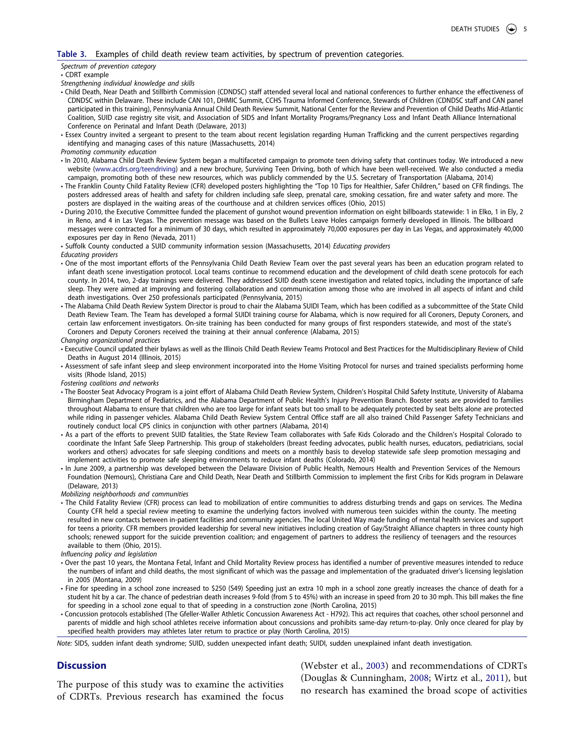**Table 3.** Examples of child death review team activities, by spectrum of prevention categories.

*Spectrum of prevention category*

• CDRT example

*Strengthening individual knowledge and skills*

- Child Death, Near Death and Stillbirth Commission (CDNDSC) staff attended several local and national conferences to further enhance the effectiveness of CDNDSC within Delaware. These include CAN 101, DHMIC Summit, CCHS Trauma Informed Conference, Stewards of Children (CDNDSC staff and CAN panel participated in this training), Pennsylvania Annual Child Death Review Summit, National Center for the Review and Prevention of Child Deaths Mid-Atlantic Coalition, SUID case registry site visit, and Association of SIDS and Infant Mortality Programs/Pregnancy Loss and Infant Death Alliance International Conference on Perinatal and Infant Death (Delaware, 2013)
- Essex Country invited a sergeant to present to the team about recent legislation regarding Human Trafficking and the current perspectives regarding identifying and managing cases of this nature (Massachusetts, 2014)

*Promoting community education*

- In 2010, Alabama Child Death Review System began a multifaceted campaign to promote teen driving safety that continues today. We introduced a new website (www.acdrs.org/teendriving) and a new brochure, Surviving Teen Driving, both of which have been well-received. We also conducted a media campaign, promoting both of these new resources, which was publicly commended by the U.S. Secretary of Transportation (Alabama, 2014)
- The Franklin County Child Fatality Review (CFR) developed posters highlighting the "Top 10 Tips for Healthier, Safer Children," based on CFR findings. The posters addressed areas of health and safety for children including safe sleep, prenatal care, smoking cessation, fire and water safety and more. The posters are displayed in the waiting areas of the courthouse and at children services offices (Ohio, 2015)
- During 2010, the Executive Committee funded the placement of gunshot wound prevention information on eight billboards statewide: 1 in Elko, 1 in Ely, 2 in Reno, and 4 in Las Vegas. The prevention message was based on the Bullets Leave Holes campaign formerly developed in Illinois. The billboard messages were contracted for a minimum of 30 days, which resulted in approximately 70,000 exposures per day in Las Vegas, and approximately 40,000 exposures per day in Reno (Nevada, 2011)
- Suffolk County conducted a SUID community information session (Massachusetts, 2014) *Educating providers*

*Educating providers*

- One of the most important efforts of the Pennsylvania Child Death Review Team over the past several years has been an education program related to infant death scene investigation protocol. Local teams continue to recommend education and the development of child death scene protocols for each county. In 2014, two, 2-day trainings were delivered. They addressed SUID death scene investigation and related topics, including the importance of safe sleep. They were aimed at improving and fostering collaboration and communication among those who are involved in all aspects of infant and child death investigations. Over 250 professionals participated (Pennsylvania, 2015)
- The Alabama Child Death Review System Director is proud to chair the Alabama SUIDI Team, which has been codified as a subcommittee of the State Child Death Review Team. The Team has developed a formal SUIDI training course for Alabama, which is now required for all Coroners, Deputy Coroners, and certain law enforcement investigators. On-site training has been conducted for many groups of first responders statewide, and most of the state's Coroners and Deputy Coroners received the training at their annual conference (Alabama, 2015)

*Changing organizational practices*

- Executive Council updated their bylaws as well as the Illinois Child Death Review Teams Protocol and Best Practices for the Multidisciplinary Review of Child Deaths in August 2014 (Illinois, 2015)
- Assessment of safe infant sleep and sleep environment incorporated into the Home Visiting Protocol for nurses and trained specialists performing home visits (Rhode Island, 2015)

*Fostering coalitions and networks*

- The Booster Seat Advocacy Program is a joint effort of Alabama Child Death Review System, Children's Hospital Child Safety Institute, University of Alabama Birmingham Department of Pediatrics, and the Alabama Department of Public Health's Injury Prevention Branch. Booster seats are provided to families throughout Alabama to ensure that children who are too large for infant seats but too small to be adequately protected by seat belts alone are protected while riding in passenger vehicles. Alabama Child Death Review System Central Office staff are all also trained Child Passenger Safety Technicians and routinely conduct local CPS clinics in conjunction with other partners (Alabama, 2014)
- As a part of the efforts to prevent SUID fatalities, the State Review Team collaborates with Safe Kids Colorado and the Children's Hospital Colorado to coordinate the Infant Safe Sleep Partnership. This group of stakeholders (breast feeding advocates, public health nurses, educators, pediatricians, social workers and others) advocates for safe sleeping conditions and meets on a monthly basis to develop statewide safe sleep promotion messaging and implement activities to promote safe sleeping environments to reduce infant deaths (Colorado, 2014)
- In June 2009, a partnership was developed between the Delaware Division of Public Health, Nemours Health and Prevention Services of the Nemours Foundation (Nemours), Christiana Care and Child Death, Near Death and Stillbirth Commission to implement the first Cribs for Kids program in Delaware (Delaware, 2013)

*Mobilizing neighborhoods and communities*

- The Child Fatality Review (CFR) process can lead to mobilization of entire communities to address disturbing trends and gaps on services. The Medina County CFR held a special review meeting to examine the underlying factors involved with numerous teen suicides within the county. The meeting resulted in new contacts between in-patient facilities and community agencies. The local United Way made funding of mental health services and support for teens a priority. CFR members provided leadership for several new initiatives including creation of Gay/Straight Alliance chapters in three county high schools; renewed support for the suicide prevention coalition; and engagement of partners to address the resiliency of teenagers and the resources available to them (Ohio, 2015).

*Influencing policy and legislation*

- Over the past 10 years, the Montana Fetal, Infant and Child Mortality Review process has identified a number of preventive measures intended to reduce the numbers of infant and child deaths, the most significant of which was the passage and implementation of the graduated driver's licensing legislation in 2005 (Montana, 2009)
- Fine for speeding in a school zone increased to $250 (S49) Speeding just an extra 10 mph in a school zone greatly increases the chance of death for a student hit by a car. The chance of pedestrian death increases 9-fold (from 5 to 45%) with an increase in speed from 20 to 30 mph. This bill makes the fine for speeding in a school zone equal to that of speeding in a construction zone (North Carolina, 2015)
- Concussion protocols established (The Gfeller-Waller Athletic Concussion Awareness Act - H792). This act requires that coaches, other school personnel and parents of middle and high school athletes receive information about concussions and prohibits same-day return-to-play. Only once cleared for play by specified health providers may athletes later return to practice or play (North Carolina, 2015)

*Note:* SIDS, sudden infant death syndrome; SUID, sudden unexpected infant death; SUIDI, sudden unexplained infant death investigation.

## Discussion

The purpose of this study was to examine the activities of CDRTs. Previous research has examined the focus (Webster et al., 2003) and recommendations of CDRTs (Douglas & Cunningham, 2008; Wirtz et al., 2011), but no research has examined the broad scope of activities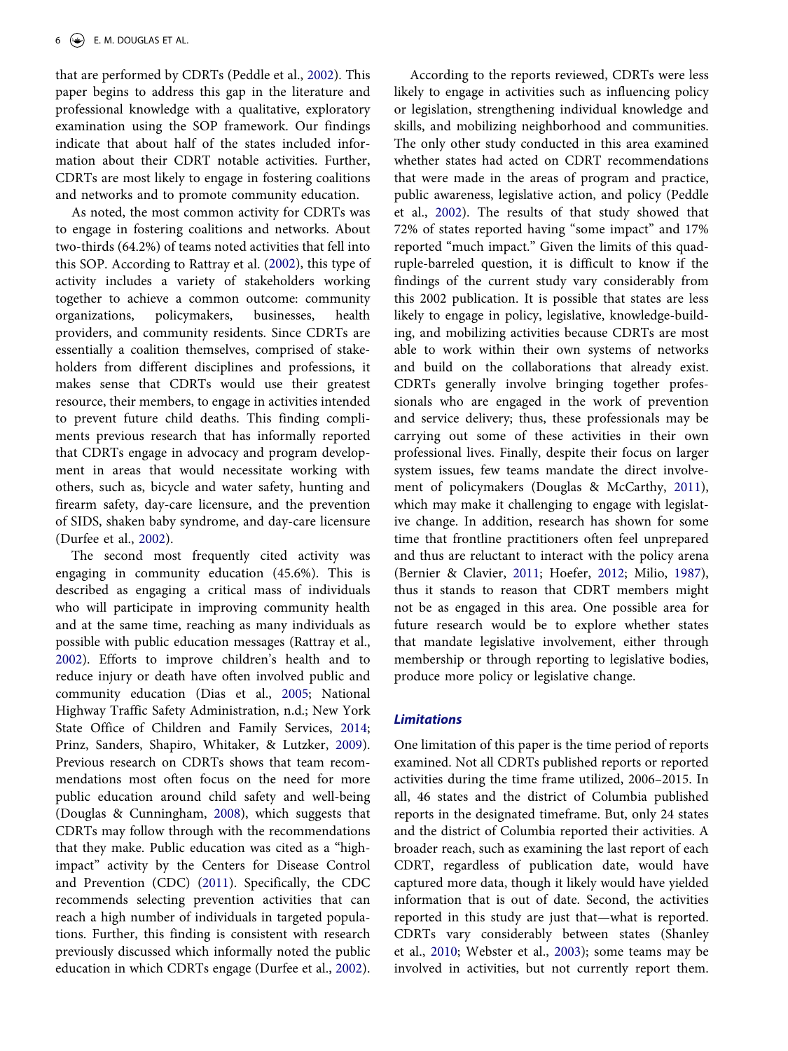that are performed by CDRTs (Peddle et al., 2002). This paper begins to address this gap in the literature and professional knowledge with a qualitative, exploratory examination using the SOP framework. Our findings indicate that about half of the states included information about their CDRT notable activities. Further, CDRTs are most likely to engage in fostering coalitions and networks and to promote community education.

As noted, the most common activity for CDRTs was to engage in fostering coalitions and networks. About two-thirds (64.2%) of teams noted activities that fell into this SOP. According to Rattray et al. (2002), this type of activity includes a variety of stakeholders working together to achieve a common outcome: community organizations, policymakers, businesses, health providers, and community residents. Since CDRTs are essentially a coalition themselves, comprised of stakeholders from different disciplines and professions, it makes sense that CDRTs would use their greatest resource, their members, to engage in activities intended to prevent future child deaths. This finding compliments previous research that has informally reported that CDRTs engage in advocacy and program development in areas that would necessitate working with others, such as, bicycle and water safety, hunting and firearm safety, day-care licensure, and the prevention of SIDS, shaken baby syndrome, and day-care licensure (Durfee et al., 2002).

The second most frequently cited activity was engaging in community education (45.6%). This is described as engaging a critical mass of individuals who will participate in improving community health and at the same time, reaching as many individuals as possible with public education messages (Rattray et al., 2002). Efforts to improve children's health and to reduce injury or death have often involved public and community education (Dias et al., 2005; National Highway Traffic Safety Administration, n.d.; New York State Office of Children and Family Services, 2014; Prinz, Sanders, Shapiro, Whitaker, & Lutzker, 2009). Previous research on CDRTs shows that team recommendations most often focus on the need for more public education around child safety and well-being (Douglas & Cunningham, 2008), which suggests that CDRTs may follow through with the recommendations that they make. Public education was cited as a "high-impact" activity by the Centers for Disease Control and Prevention (CDC) (2011). Specifically, the CDC recommends selecting prevention activities that can reach a high number of individuals in targeted populations. Further, this finding is consistent with research previously discussed which informally noted the public education in which CDRTs engage (Durfee et al., 2002).

According to the reports reviewed, CDRTs were less likely to engage in activities such as influencing policy or legislation, strengthening individual knowledge and skills, and mobilizing neighborhood and communities. The only other study conducted in this area examined whether states had acted on CDRT recommendations that were made in the areas of program and practice, public awareness, legislative action, and policy (Peddle et al., 2002). The results of that study showed that 72% of states reported having "some impact" and 17% reported "much impact." Given the limits of this quadruple-barreled question, it is difficult to know if the findings of the current study vary considerably from this 2002 publication. It is possible that states are less likely to engage in policy, legislative, knowledge-building, and mobilizing activities because CDRTs are most able to work within their own systems of networks and build on the collaborations that already exist. CDRTs generally involve bringing together professionals who are engaged in the work of prevention and service delivery; thus, these professionals may be carrying out some of these activities in their own professional lives. Finally, despite their focus on larger system issues, few teams mandate the direct involvement of policymakers (Douglas & McCarthy, 2011), which may make it challenging to engage with legislative change. In addition, research has shown for some time that frontline practitioners often feel unprepared and thus are reluctant to interact with the policy arena (Bernier & Clavier, 2011; Hoefer, 2012; Milio, 1987), thus it stands to reason that CDRT members might not be as engaged in this area. One possible area for future research would be to explore whether states that mandate legislative involvement, either through membership or through reporting to legislative bodies, produce more policy or legislative change.

### *Limitations*

One limitation of this paper is the time period of reports examined. Not all CDRTs published reports or reported activities during the time frame utilized, 2006–2015. In all, 46 states and the district of Columbia published reports in the designated timeframe. But, only 24 states and the district of Columbia reported their activities. A broader reach, such as examining the last report of each CDRT, regardless of publication date, would have captured more data, though it likely would have yielded information that is out of date. Second, the activities reported in this study are just that—what is reported. CDRTs vary considerably between states (Shanley et al., 2010; Webster et al., 2003); some teams may be involved in activities, but not currently report them.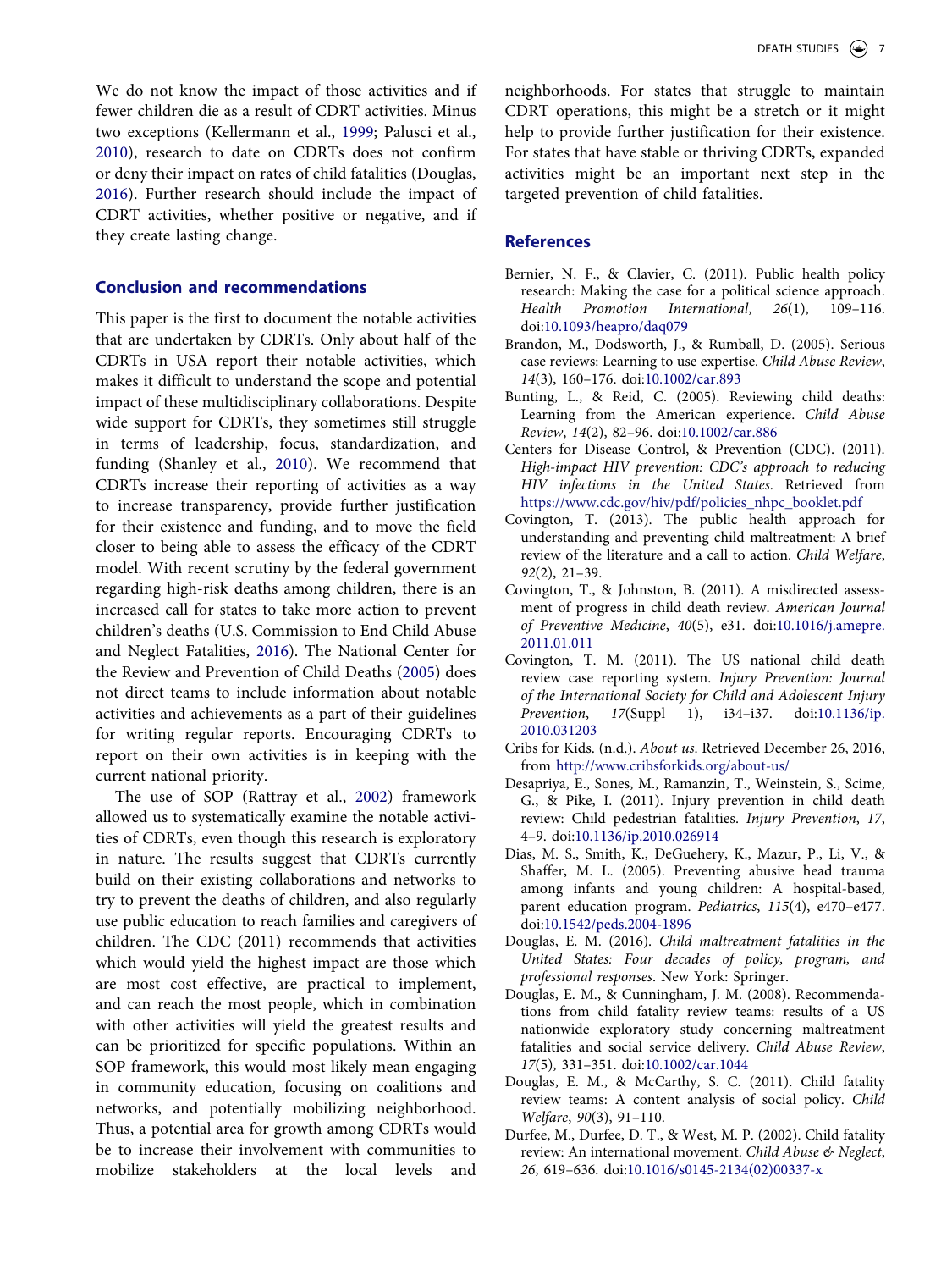We do not know the impact of those activities and if fewer children die as a result of CDRT activities. Minus two exceptions (Kellermann et al., 1999; Palusci et al., 2010), research to date on CDRTs does not confirm or deny their impact on rates of child fatalities (Douglas, 2016). Further research should include the impact of CDRT activities, whether positive or negative, and if they create lasting change.

## Conclusion and recommendations

This paper is the first to document the notable activities that are undertaken by CDRTs. Only about half of the CDRTs in USA report their notable activities, which makes it difficult to understand the scope and potential impact of these multidisciplinary collaborations. Despite wide support for CDRTs, they sometimes still struggle in terms of leadership, focus, standardization, and funding (Shanley et al., 2010). We recommend that CDRTs increase their reporting of activities as a way to increase transparency, provide further justification for their existence and funding, and to move the field closer to being able to assess the efficacy of the CDRT model. With recent scrutiny by the federal government regarding high-risk deaths among children, there is an increased call for states to take more action to prevent children's deaths (U.S. Commission to End Child Abuse and Neglect Fatalities, 2016). The National Center for the Review and Prevention of Child Deaths (2005) does not direct teams to include information about notable activities and achievements as a part of their guidelines for writing regular reports. Encouraging CDRTs to report on their own activities is in keeping with the current national priority.

The use of SOP (Rattray et al., 2002) framework allowed us to systematically examine the notable activities of CDRTs, even though this research is exploratory in nature. The results suggest that CDRTs currently build on their existing collaborations and networks to try to prevent the deaths of children, and also regularly use public education to reach families and caregivers of children. The CDC (2011) recommends that activities which would yield the highest impact are those which are most cost effective, are practical to implement, and can reach the most people, which in combination with other activities will yield the greatest results and can be prioritized for specific populations. Within an SOP framework, this would most likely mean engaging in community education, focusing on coalitions and networks, and potentially mobilizing neighborhood. Thus, a potential area for growth among CDRTs would be to increase their involvement with communities to mobilize stakeholders at the local levels and neighborhoods. For states that struggle to maintain CDRT operations, this might be a stretch or it might help to provide further justification for their existence. For states that have stable or thriving CDRTs, expanded activities might be an important next step in the targeted prevention of child fatalities.

## References

Bernier, N. F., & Clavier, C. (2011). Public health policy research: Making the case for a political science approach. *Health Promotion International*, *26*(1), 109–116. doi:10.1093/heapro/daq079

Brandon, M., Dodsworth, J., & Rumball, D. (2005). Serious case reviews: Learning to use expertise. *Child Abuse Review*, *14*(3), 160–176. doi:10.1002/car.893

Bunting, L., & Reid, C. (2005). Reviewing child deaths: Learning from the American experience. *Child Abuse Review*, *14*(2), 82–96. doi:10.1002/car.886

Centers for Disease Control, & Prevention (CDC). (2011). *High-impact HIV prevention: CDC's approach to reducing HIV infections in the United States*. Retrieved from https://www.cdc.gov/hiv/pdf/policies_nhpc_booklet.pdf

Covington, T. (2013). The public health approach for understanding and preventing child maltreatment: A brief review of the literature and a call to action. *Child Welfare*, *92*(2), 21–39.

Covington, T., & Johnston, B. (2011). A misdirected assessment of progress in child death review. *American Journal of Preventive Medicine*, *40*(5), e31. doi:10.1016/j.amepre.2011.01.011

Covington, T. M. (2011). The US national child death review case reporting system. *Injury Prevention: Journal of the International Society for Child and Adolescent Injury Prevention*, *17*(Suppl 1), i34–i37. doi:10.1136/ip.2010.031203

Cribs for Kids. (n.d.). *About us*. Retrieved December 26, 2016, from http://www.cribsforkids.org/about-us/

Desapriya, E., Sones, M., Ramanzin, T., Weinstein, S., Scime, G., & Pike, I. (2011). Injury prevention in child death review: Child pedestrian fatalities. *Injury Prevention*, *17*, 4–9. doi:10.1136/ip.2010.026914

Dias, M. S., Smith, K., DeGuehery, K., Mazur, P., Li, V., & Shaffer, M. L. (2005). Preventing abusive head trauma among infants and young children: A hospital-based, parent education program. *Pediatrics*, *115*(4), e470–e477. doi:10.1542/peds.2004-1896

Douglas, E. M. (2016). *Child maltreatment fatalities in the United States: Four decades of policy, program, and professional responses*. New York: Springer.

Douglas, E. M., & Cunningham, J. M. (2008). Recommendations from child fatality review teams: results of a US nationwide exploratory study concerning maltreatment fatalities and social service delivery. *Child Abuse Review*, *17*(5), 331–351. doi:10.1002/car.1044

Douglas, E. M., & McCarthy, S. C. (2011). Child fatality review teams: A content analysis of social policy. *Child Welfare*, *90*(3), 91–110.

Durfee, M., Durfee, D. T., & West, M. P. (2002). Child fatality review: An international movement. *Child Abuse & Neglect*, *26*, 619–636. doi:10.1016/s0145-2134(02)00337-x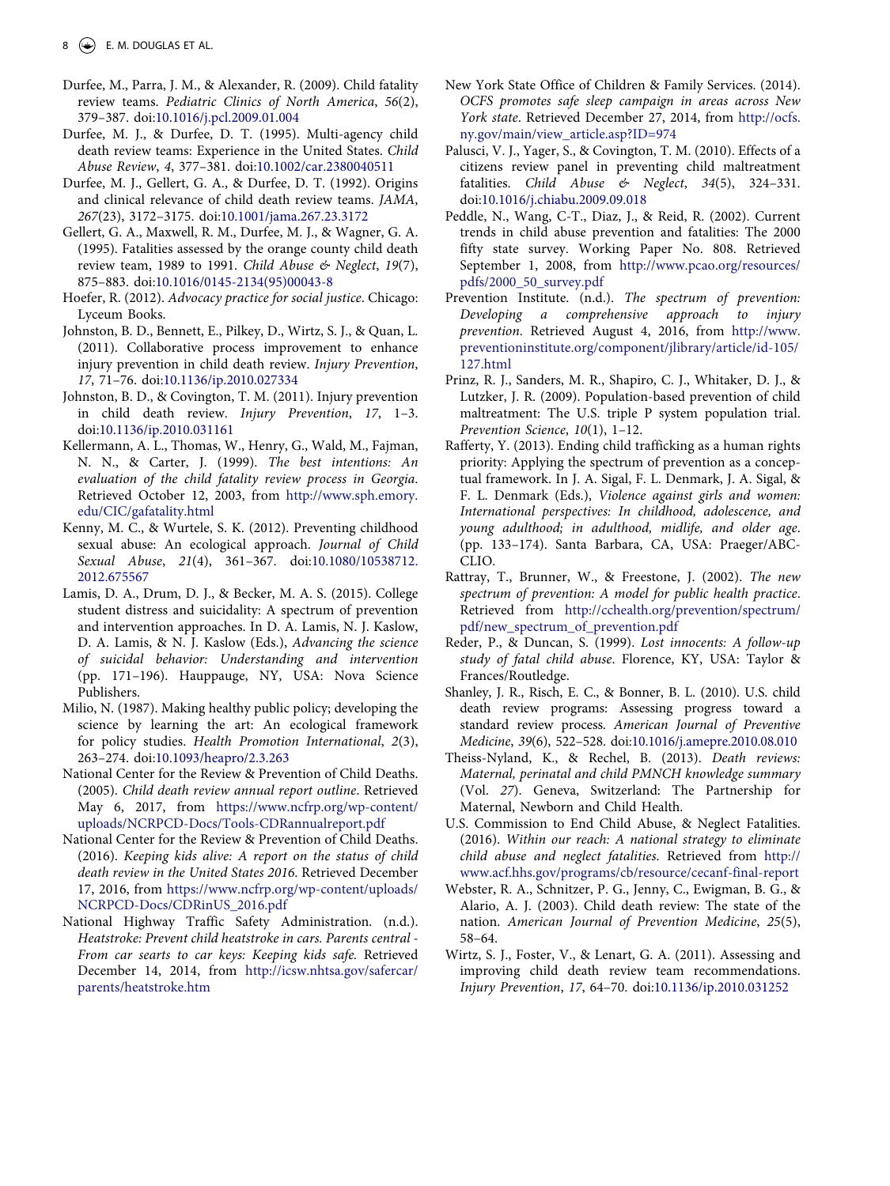Durfee, M., Parra, J. M., & Alexander, R. (2009). Child fatality review teams. *Pediatric Clinics of North America*, *56*(2), 379–387. doi:10.1016/j.pcl.2009.01.004

Durfee, M. J., & Durfee, D. T. (1995). Multi-agency child death review teams: Experience in the United States. *Child Abuse Review*, *4*, 377–381. doi:10.1002/car.2380040511

Durfee, M. J., Gellert, G. A., & Durfee, D. T. (1992). Origins and clinical relevance of child death review teams. *JAMA*, *267*(23), 3172–3175. doi:10.1001/jama.267.23.3172

Gellert, G. A., Maxwell, R. M., Durfee, M. J., & Wagner, G. A. (1995). Fatalities assessed by the orange county child death review team, 1989 to 1991. *Child Abuse & Neglect*, *19*(7), 875–883. doi:10.1016/0145-2134(95)00043-8

Hoefer, R. (2012). *Advocacy practice for social justice*. Chicago: Lyceum Books.

Johnston, B. D., Bennett, E., Pilkey, D., Wirtz, S. J., & Quan, L. (2011). Collaborative process improvement to enhance injury prevention in child death review. *Injury Prevention*, *17*, 71–76. doi:10.1136/ip.2010.027334

Johnston, B. D., & Covington, T. M. (2011). Injury prevention in child death review. *Injury Prevention*, *17*, 1–3. doi:10.1136/ip.2010.031161

Kellermann, A. L., Thomas, W., Henry, G., Wald, M., Fajman, N. N., & Carter, J. (1999). *The best intentions: An evaluation of the child fatality review process in Georgia*. Retrieved October 12, 2003, from http://www.sph.emory.edu/CIC/gafatality.html

Kenny, M. C., & Wurtele, S. K. (2012). Preventing childhood sexual abuse: An ecological approach. *Journal of Child Sexual Abuse*, *21*(4), 361–367. doi:10.1080/10538712.2012.675567

Lamis, D. A., Drum, D. J., & Becker, M. A. S. (2015). College student distress and suicidality: A spectrum of prevention and intervention approaches. In D. A. Lamis, N. J. Kaslow, D. A. Lamis, & N. J. Kaslow (Eds.), *Advancing the science of suicidal behavior: Understanding and intervention* (pp. 171–196). Hauppauge, NY, USA: Nova Science Publishers.

Milio, N. (1987). Making healthy public policy; developing the science by learning the art: An ecological framework for policy studies. *Health Promotion International*, *2*(3), 263–274. doi:10.1093/heapro/2.3.263

National Center for the Review & Prevention of Child Deaths. (2005). *Child death review annual report outline*. Retrieved May 6, 2017, from https://www.ncfrp.org/wp-content/uploads/NCRPCD-Docs/Tools-CDRannualreport.pdf

National Center for the Review & Prevention of Child Deaths. (2016). *Keeping kids alive: A report on the status of child death review in the United States 2016*. Retrieved December 17, 2016, from https://www.ncfrp.org/wp-content/uploads/NCRPCD-Docs/CDRinUS_2016.pdf

National Highway Traffic Safety Administration. (n.d.). *Heatstroke: Prevent child heatstroke in cars. Parents central - From car searts to car keys: Keeping kids safe*. Retrieved December 14, 2014, from http://icsw.nhtsa.gov/safercar/parents/heatstroke.htm

New York State Office of Children & Family Services. (2014). *OCFS promotes safe sleep campaign in areas across New York state*. Retrieved December 27, 2014, from http://ocfs.ny.gov/main/view_article.asp?ID=974

Palusci, V. J., Yager, S., & Covington, T. M. (2010). Effects of a citizens review panel in preventing child maltreatment fatalities. *Child Abuse & Neglect*, *34*(5), 324–331. doi:10.1016/j.chiabu.2009.09.018

Peddle, N., Wang, C-T., Diaz, J., & Reid, R. (2002). Current trends in child abuse prevention and fatalities: The 2000 fifty state survey. Working Paper No. 808. Retrieved September 1, 2008, from http://www.pcao.org/resources/pdfs/2000_50_survey.pdf

Prevention Institute. (n.d.). *The spectrum of prevention: Developing a comprehensive approach to injury prevention*. Retrieved August 4, 2016, from http://www.preventioninstitute.org/component/jlibrary/article/id-105/127.html

Prinz, R. J., Sanders, M. R., Shapiro, C. J., Whitaker, D. J., & Lutzker, J. R. (2009). Population-based prevention of child maltreatment: The U.S. triple P system population trial. *Prevention Science*, *10*(1), 1–12.

Rafferty, Y. (2013). Ending child trafficking as a human rights priority: Applying the spectrum of prevention as a conceptual framework. In J. A. Sigal, F. L. Denmark, J. A. Sigal, & F. L. Denmark (Eds.), *Violence against girls and women: International perspectives: In childhood, adolescence, and young adulthood; in adulthood, midlife, and older age*. (pp. 133–174). Santa Barbara, CA, USA: Praeger/ABC-CLIO.

Rattray, T., Brunner, W., & Freestone, J. (2002). *The new spectrum of prevention: A model for public health practice*. Retrieved from http://cchealth.org/prevention/spectrum/pdf/new_spectrum_of_prevention.pdf

Reder, P., & Duncan, S. (1999). *Lost innocents: A follow-up study of fatal child abuse*. Florence, KY, USA: Taylor & Frances/Routledge.

Shanley, J. R., Risch, E. C., & Bonner, B. L. (2010). U.S. child death review programs: Assessing progress toward a standard review process. *American Journal of Preventive Medicine*, *39*(6), 522–528. doi:10.1016/j.amepre.2010.08.010

Theiss-Nyland, K., & Rechel, B. (2013). *Death reviews: Maternal, perinatal and child PMNCH knowledge summary* (Vol. *27*). Geneva, Switzerland: The Partnership for Maternal, Newborn and Child Health.

U.S. Commission to End Child Abuse, & Neglect Fatalities. (2016). *Within our reach: A national strategy to eliminate child abuse and neglect fatalities*. Retrieved from http://www.acf.hhs.gov/programs/cb/resource/cecanf-final-report

Webster, R. A., Schnitzer, P. G., Jenny, C., Ewigman, B. G., & Alario, A. J. (2003). Child death review: The state of the nation. *American Journal of Prevention Medicine*, *25*(5), 58–64.

Wirtz, S. J., Foster, V., & Lenart, G. A. (2011). Assessing and improving child death review team recommendations. *Injury Prevention*, *17*, 64–70. doi:10.1136/ip.2010.031252